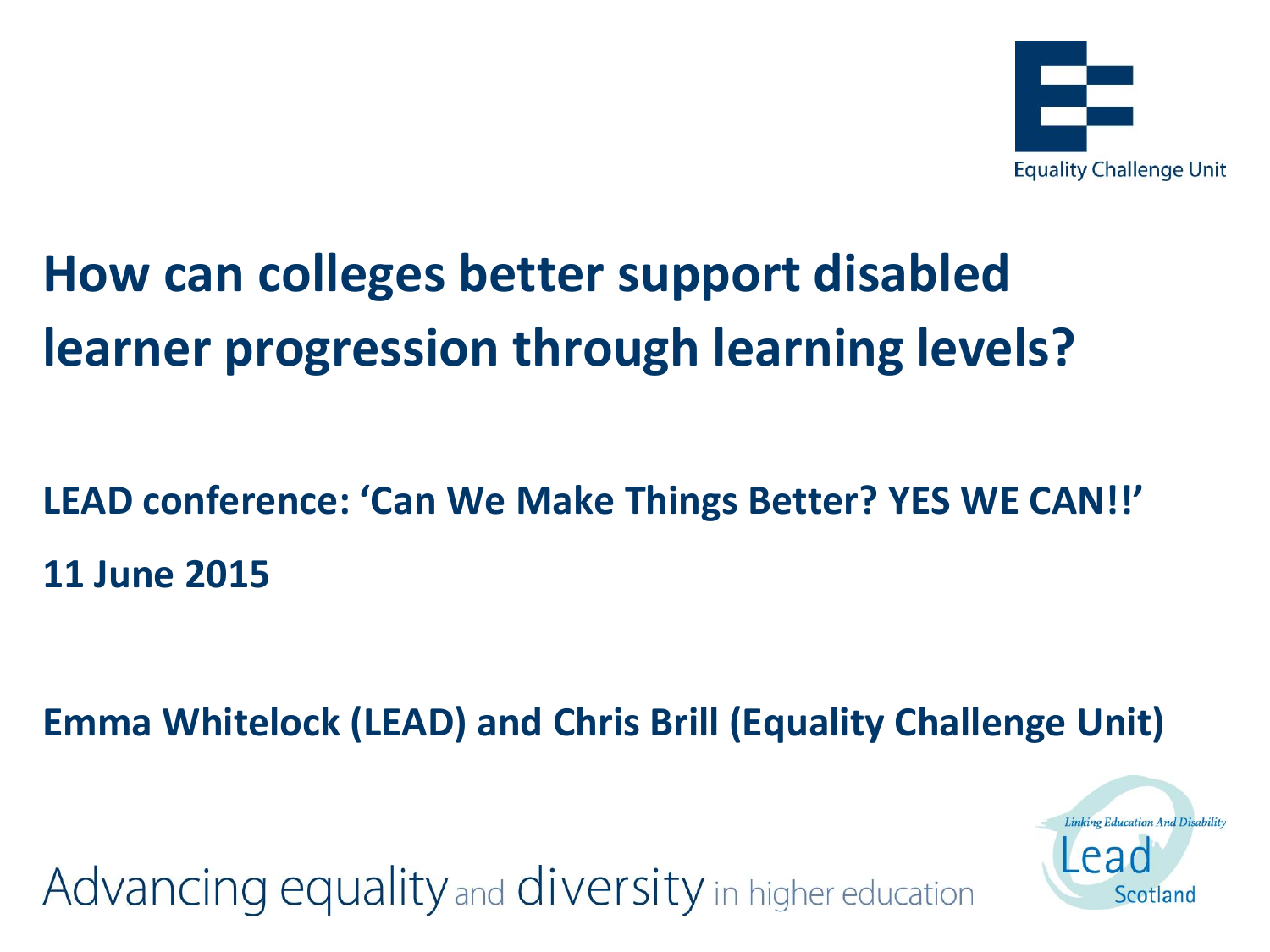Equality Challenge Unit

# How can colleges better support disabled learner progression through learning levels?

**LEAD conference: 'Can We Make Things Better? YES WE CAN!!'**

**11 June 2015**

**Emma Whitelock (LEAD) and Chris Brill (Equality Challenge Unit)**

Advancing equality and diversity in higher education

Linking Education And Disability
Lead Scotland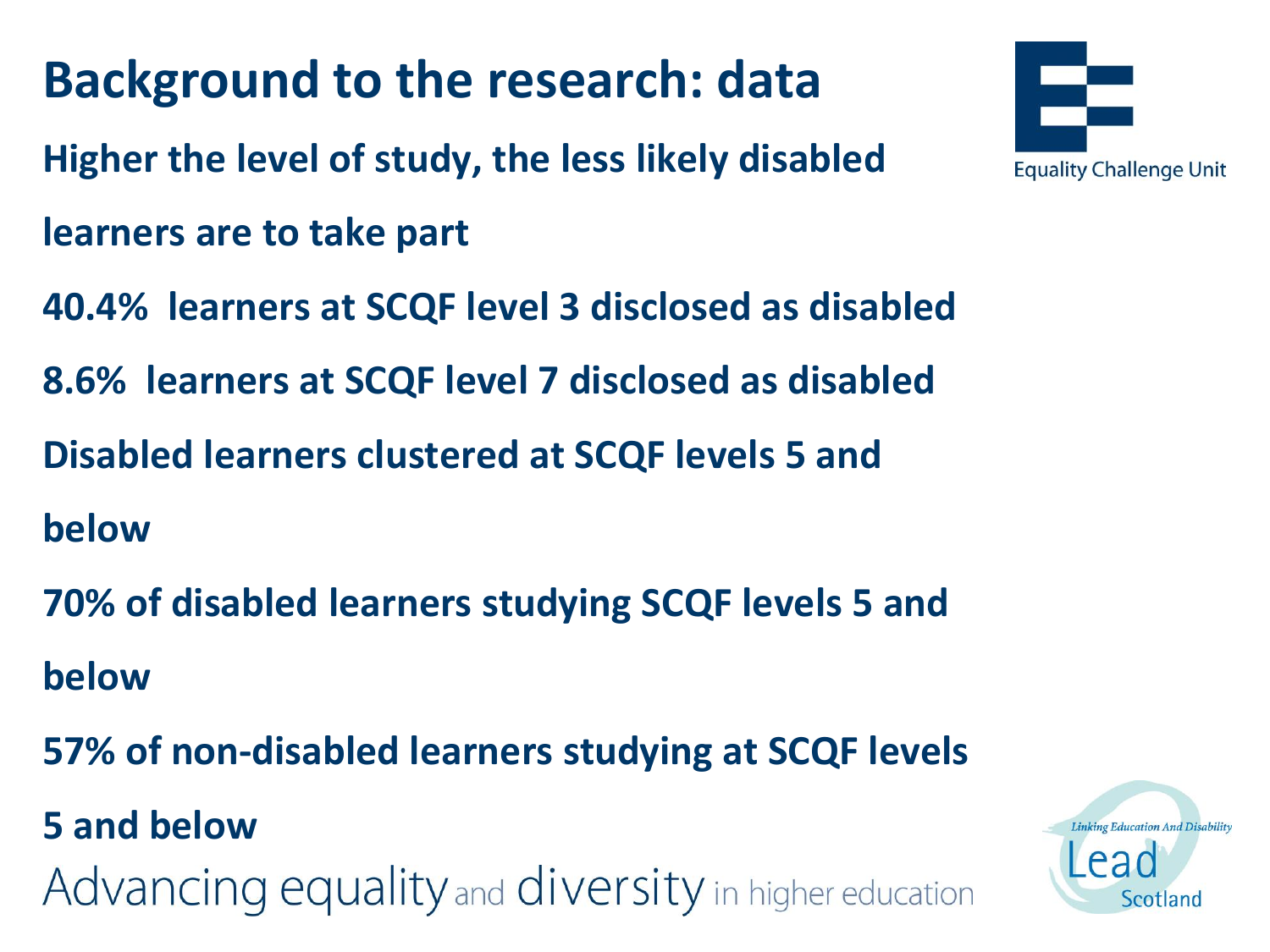# Background to the research: data

**Higher the level of study, the less likely disabled learners are to take part**

**40.4% learners at SCQF level 3 disclosed as disabled**

**8.6% learners at SCQF level 7 disclosed as disabled**

**Disabled learners clustered at SCQF levels 5 and below**

**70% of disabled learners studying SCQF levels 5 and below**

**57% of non-disabled learners studying at SCQF levels 5 and below**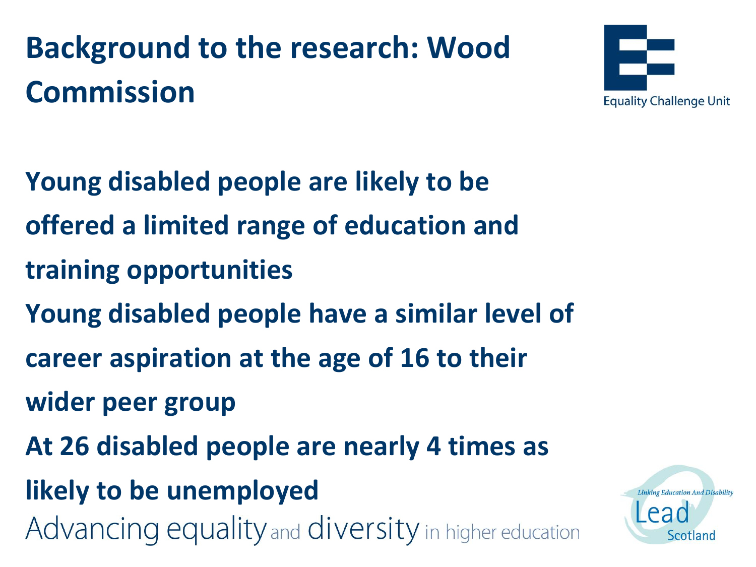# Background to the research: Wood Commission

**Young disabled people are likely to be offered a limited range of education and training opportunities**

**Young disabled people have a similar level of career aspiration at the age of 16 to their wider peer group**

**At 26 disabled people are nearly 4 times as likely to be unemployed**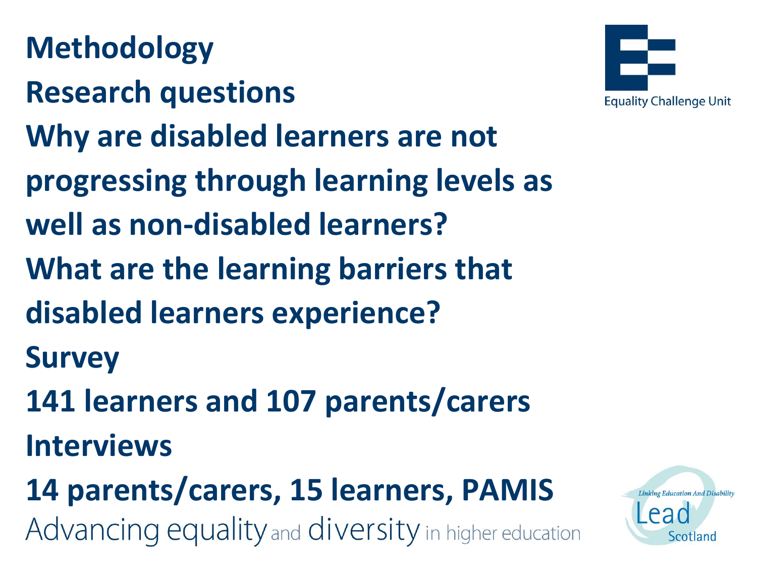# Methodology

## Research questions

**Why are disabled learners are not progressing through learning levels as well as non-disabled learners?**

**What are the learning barriers that disabled learners experience?**

## Survey

**141 learners and 107 parents/carers**

## Interviews

**14 parents/carers, 15 learners, PAMIS**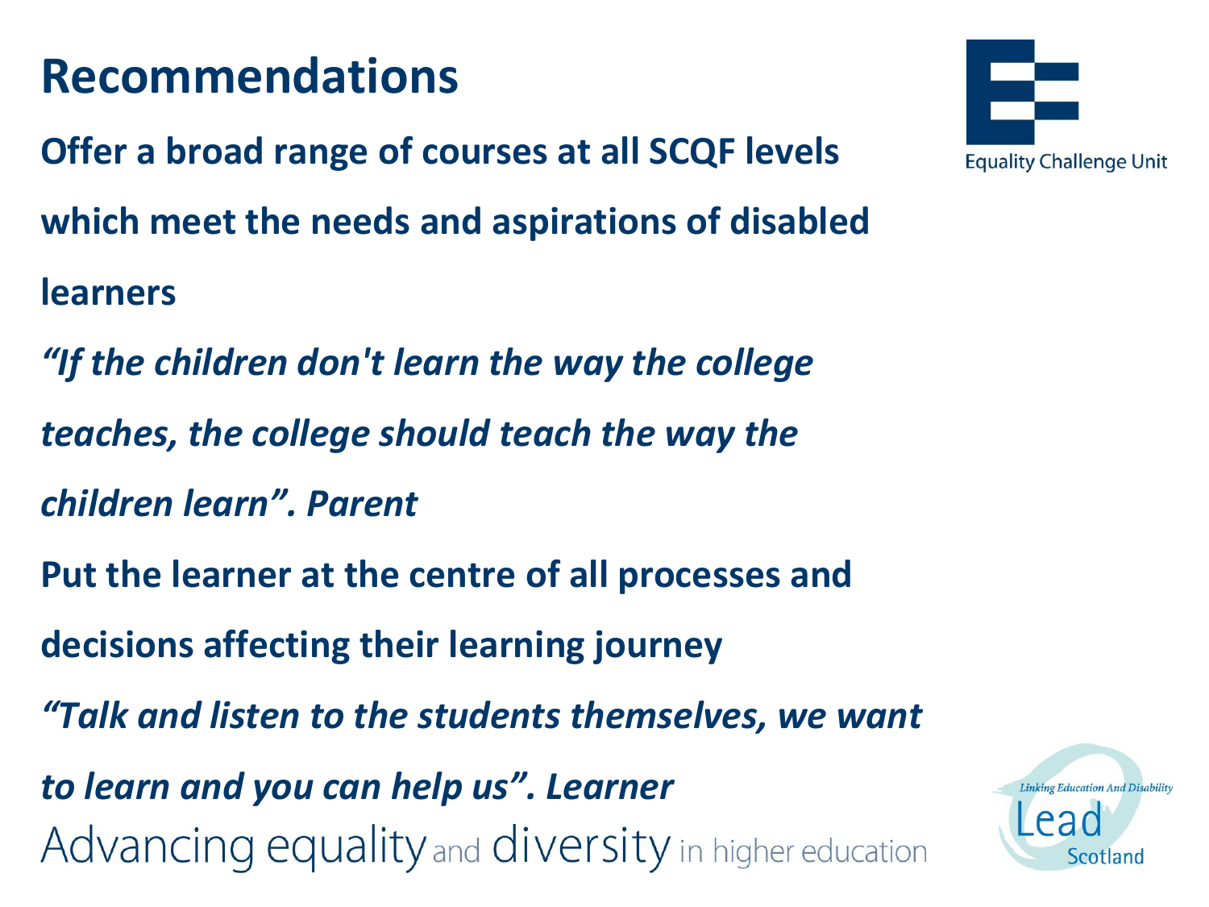# Recommendations

**Offer a broad range of courses at all SCQF levels which meet the needs and aspirations of disabled learners**

***"If the children don't learn the way the college teaches, the college should teach the way the children learn". Parent***

**Put the learner at the centre of all processes and decisions affecting their learning journey**

***"Talk and listen to the students themselves, we want to learn and you can help us". Learner***

Equality Challenge Unit

Advancing equality and diversity in higher education

Linking Education And Disability Lead Scotland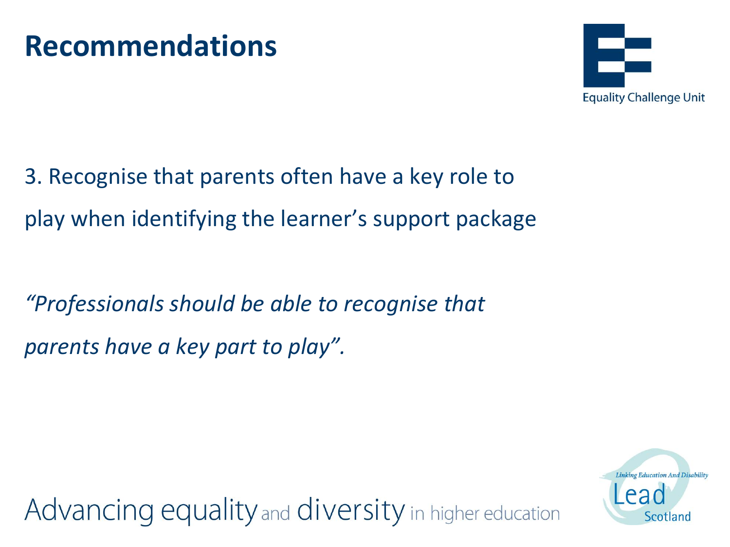# Recommendations

3. Recognise that parents often have a key role to play when identifying the learner's support package

*"Professionals should be able to recognise that parents have a key part to play".*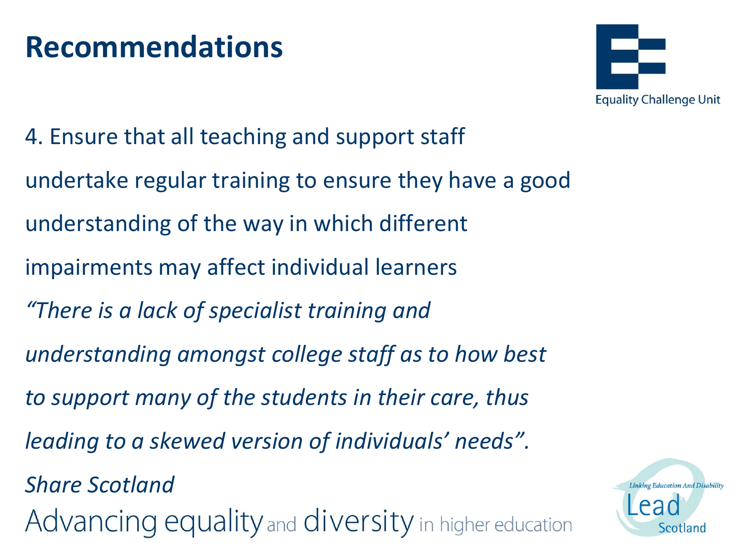# Recommendations

4. Ensure that all teaching and support staff undertake regular training to ensure they have a good understanding of the way in which different impairments may affect individual learners

*"There is a lack of specialist training and understanding amongst college staff as to how best to support many of the students in their care, thus leading to a skewed version of individuals' needs".*

*Share Scotland*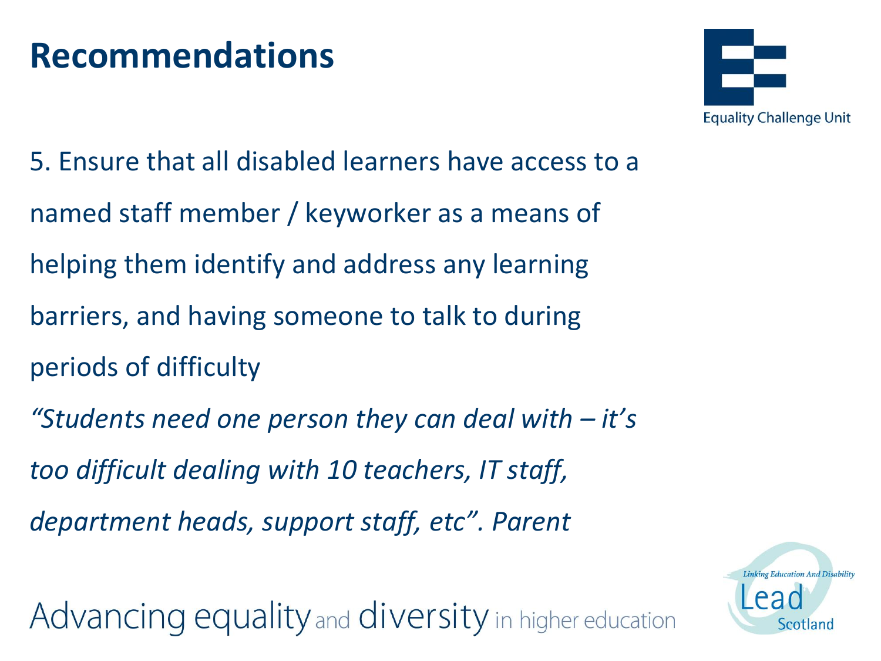# Recommendations

5. Ensure that all disabled learners have access to a named staff member / keyworker as a means of helping them identify and address any learning barriers, and having someone to talk to during periods of difficulty

*"Students need one person they can deal with – it's too difficult dealing with 10 teachers, IT staff, department heads, support staff, etc". Parent*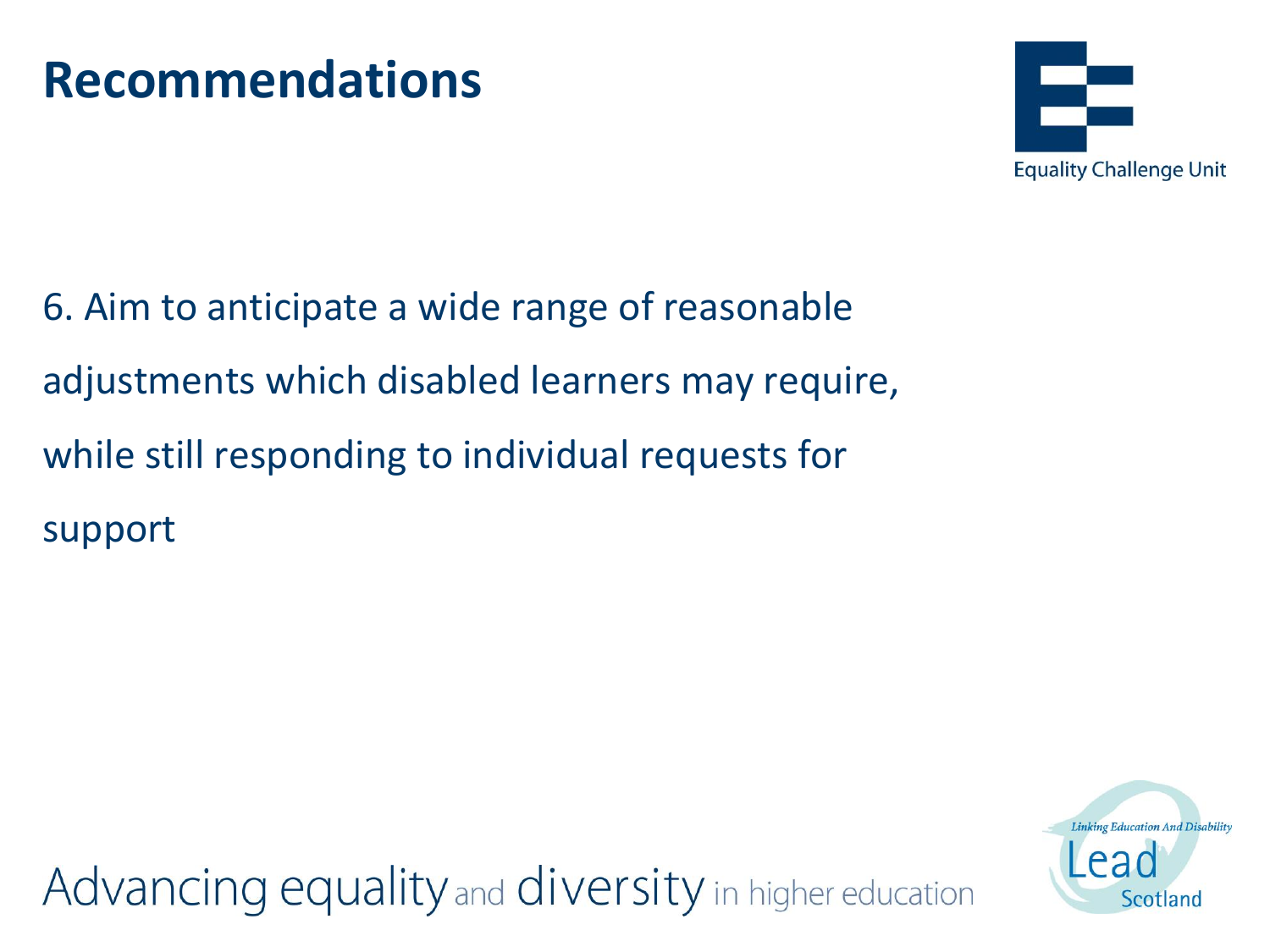# Recommendations

6. Aim to anticipate a wide range of reasonable adjustments which disabled learners may require, while still responding to individual requests for support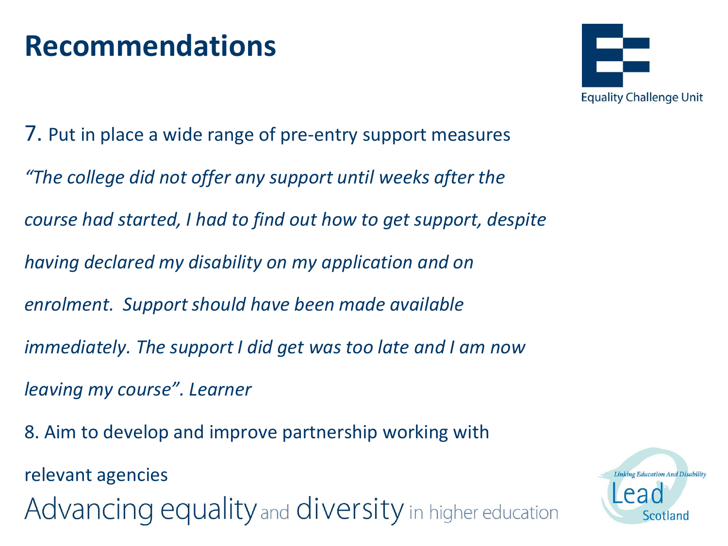# Recommendations

7. Put in place a wide range of pre-entry support measures

*"The college did not offer any support until weeks after the course had started, I had to find out how to get support, despite having declared my disability on my application and on enrolment. Support should have been made available immediately. The support I did get was too late and I am now leaving my course". Learner*

8. Aim to develop and improve partnership working with relevant agencies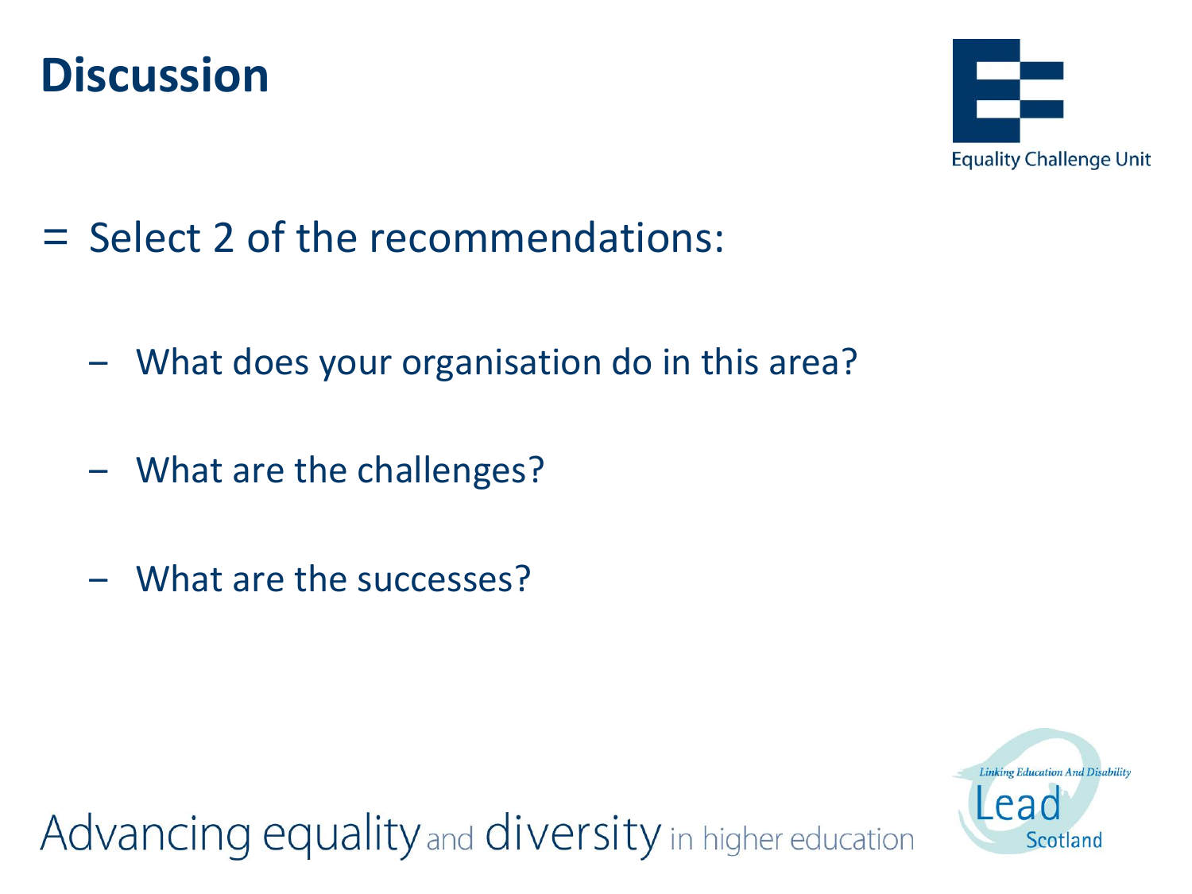# Discussion

- Select 2 of the recommendations:
  - What does your organisation do in this area?
  - What are the challenges?
  - What are the successes?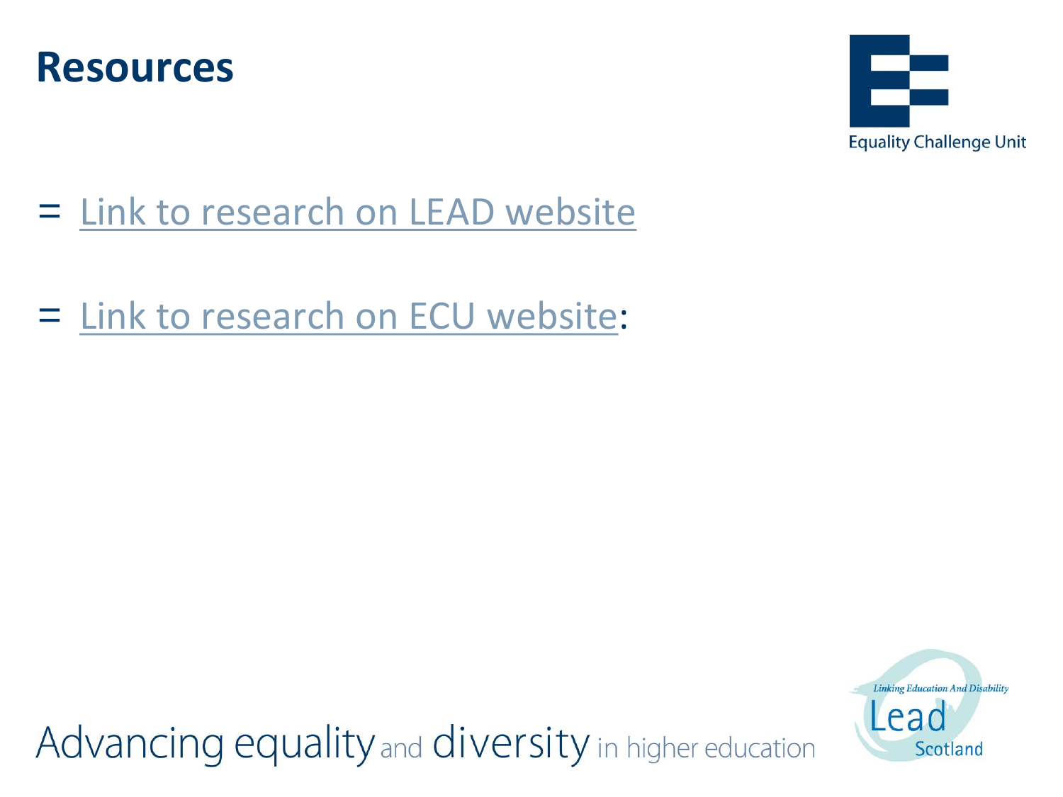# Resources

- Link to research on LEAD website
- Link to research on ECU website: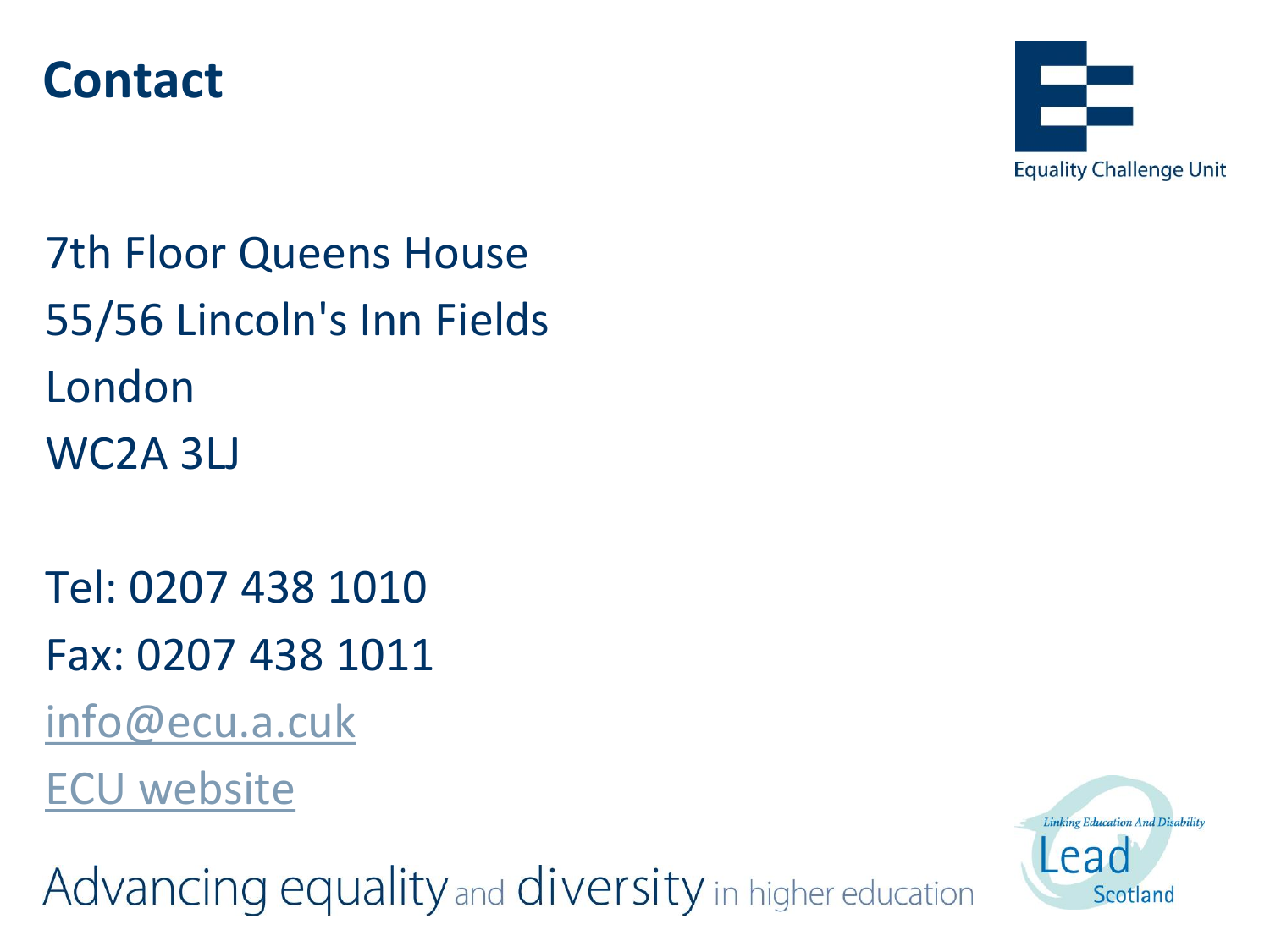# Contact

Equality Challenge Unit

7th Floor Queens House

55/56 Lincoln's Inn Fields

London

WC2A 3LJ

Tel: 0207 438 1010

Fax: 0207 438 1011

info@ecu.a.cuk

ECU website

Advancing equality and diversity in higher education

Linking Education And Disability

Lead Scotland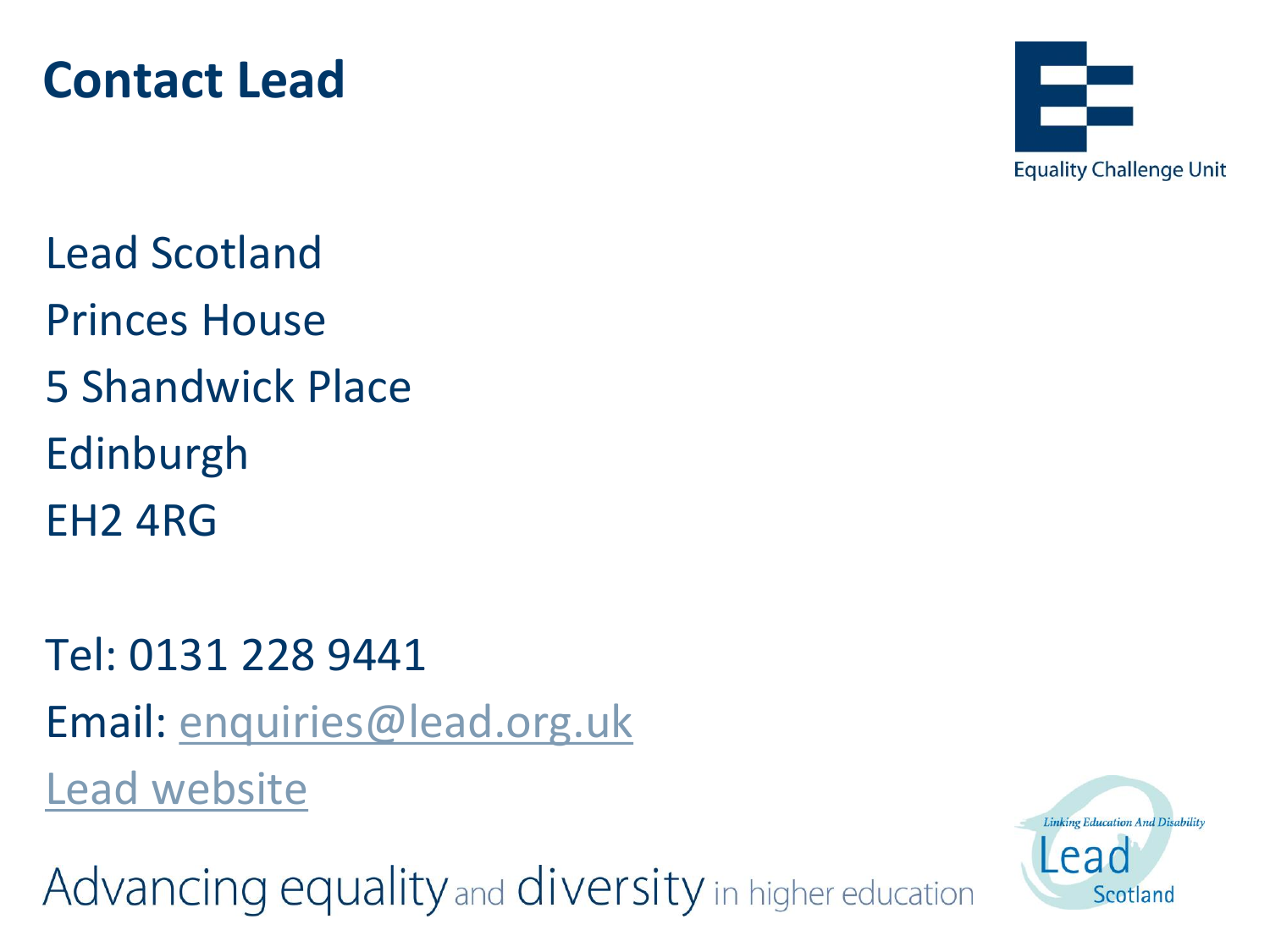# Contact Lead

Lead Scotland

Princes House

5 Shandwick Place

Edinburgh

EH2 4RG

Tel: 0131 228 9441

Email: enquiries@lead.org.uk

Lead website

Advancing equality and diversity in higher education